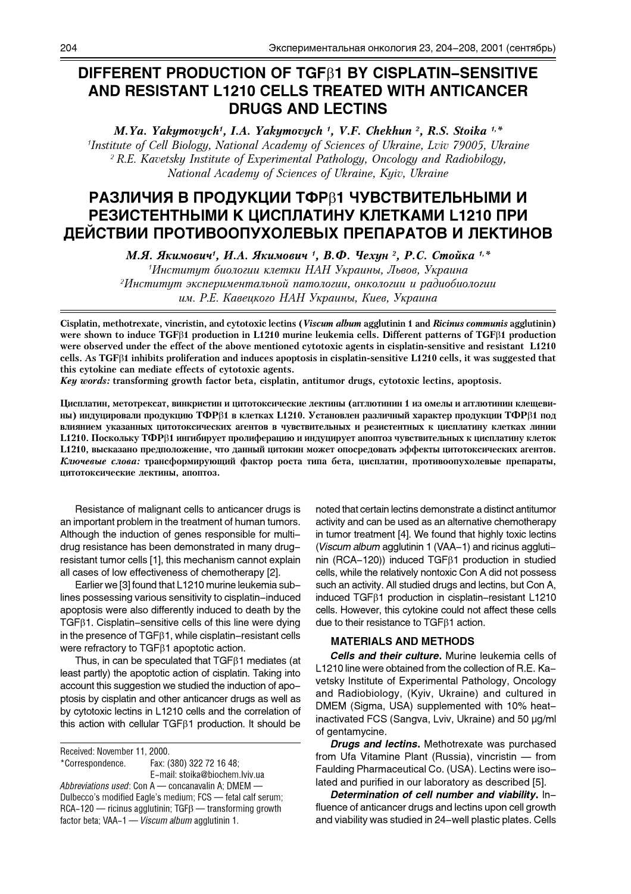# DIFFERENT PRODUCTION OF TGFβ1 BY CISPLATIN–SENSITIVE AND RESISTANT L1210 CELLS TREATED WITH ANTICANCER DRUGS AND LECTINS

***M.Ya. Yakymovych[1], I.A. Yakymovych [1], V.F. Chekhun [2], R.S. Stoika [1,*]***

*[1]Institute of Cell Biology, National Academy of Sciences of Ukraine, Lviv 79005, Ukraine*
*[2] R.E. Kavetsky Institute of Experimental Pathology, Oncology and Radiobilogy, National Academy of Sciences of Ukraine, Kyiv, Ukraine*

# РАЗЛИЧИЯ В ПРОДУКЦИИ ТФРβ1 ЧУВСТВИТЕЛЬНЫМИ И РЕЗИСТЕНТНЫМИ К ЦИСПЛАТИНУ КЛЕТКАМИ L1210 ПРИ ДЕЙСТВИИ ПРОТИВООПУХОЛЕВЫХ ПРЕПАРАТОВ И ЛЕКТИНОВ

***М.Я. Якимович[1], И.А. Якимович [1], В.Ф. Чехун [2], Р.С. Стойка [1,*]***

*[1]Институт биологии клетки НАН Украины, Львов, Украина*
*[2]Институт экспериментальной патологии, онкологии и радиобиологии им. Р.Е. Кавецкого НАН Украины, Киев, Украина*

**Cisplatin, methotrexate, vincristin, and cytotoxic lectins (*Viscum album* agglutinin 1 and *Ricinus communis* agglutinin) were shown to induce TGFβ1 production in L1210 murine leukemia cells. Different patterns of TGFβ1 production were observed under the effect of the above mentioned cytotoxic agents in cisplatin-sensitive and resistant L1210 cells. As TGFβ1 inhibits proliferation and induces apoptosis in cisplatin-sensitive L1210 cells, it was suggested that this cytokine can mediate effects of cytotoxic agents.**
***Key words:* transforming growth factor beta, cisplatin, antitumor drugs, cytotoxic lectins, apoptosis.**

**Цисплатин, метотрексат, винкристин и цитотоксические лектины (агглютинин 1 из омелы и агглютинин клещевины) индуцировали продукцию ТФРβ1 в клетках L1210. Установлен различный характер продукции ТФРβ1 под влиянием указанных цитотоксических агентов в чувствительных и резистентных к цисплатину клетках линии L1210. Поскольку ТФРβ1 ингибирует пролиферацию и индуцирует апоптоз чувствительных к цисплатину клеток L1210, высказано предположение, что данный цитокин может опосредовать эффекты цитотоксических агентов.**
***Ключевые слова:* трансформирующий фактор роста типа бета, цисплатин, противоопухолевые препараты, цитотоксические лектины, апоптоз.**

Resistance of malignant cells to anticancer drugs is an important problem in the treatment of human tumors. Although the induction of genes responsible for multi–drug resistance has been demonstrated in many drug–resistant tumor cells [1], this mechanism cannot explain all cases of low effectiveness of chemotherapy [2].

Earlier we [3] found that L1210 murine leukemia sub–lines possessing various sensitivity to cisplatin–induced apoptosis were also differently induced to death by the TGFβ1. Cisplatin–sensitive cells of this line were dying in the presence of TGFβ1, while cisplatin–resistant cells were refractory to TGFβ1 apoptotic action.

Thus, in can be speculated that TGFβ1 mediates (at least partly) the apoptotic action of cisplatin. Taking into account this suggestion we studied the induction of apo–ptosis by cisplatin and other anticancer drugs as well as by cytotoxic lectins in L1210 cells and the correlation of this action with cellular TGFβ1 production. It should be noted that certain lectins demonstrate a distinct antitumor activity and can be used as an alternative chemotherapy in tumor treatment [4]. We found that highly toxic lectins (*Viscum album* agglutinin 1 (VAA–1) and ricinus aggluti–nin (RCA–120)) induced TGFβ1 production in studied cells, while the relatively nontoxic Con A did not possess such an activity. All studied drugs and lectins, but Con A, induced TGFβ1 production in cisplatin–resistant L1210 cells. However, this cytokine could not affect these cells due to their resistance to TGFβ1 action.

Received: November 11, 2000.
*Correspondence. Fax: (380) 322 72 16 48; E–mail: stoika@biochem.lviv.ua
*Abbreviations used*: Con A — concanavalin A; DMEM — Dulbecco's modified Eagle's medium; FCS — fetal calf serum; RCA–120 — ricinus agglutinin; TGFβ — transforming growth factor beta; VAA–1 — *Viscum album* agglutinin 1.

## MATERIALS AND METHODS

***Cells and their culture.*** Murine leukemia cells of L1210 line were obtained from the collection of R.E. Ka–vetsky Institute of Experimental Pathology, Oncology and Radiobiology, (Kyiv, Ukraine) and cultured in DMEM (Sigma, USA) supplemented with 10% heat–inactivated FCS (Sangva, Lviv, Ukraine) and 50 µg/ml of gentamycine.

***Drugs and lectins.*** Methotrexate was purchased from Ufa Vitamine Plant (Russia), vincristin — from Faulding Pharmaceutical Co. (USA). Lectins were iso–lated and purified in our laboratory as described [5].

***Determination of cell number and viability.*** In–fluence of anticancer drugs and lectins upon cell growth and viability was studied in 24–well plastic plates. Cells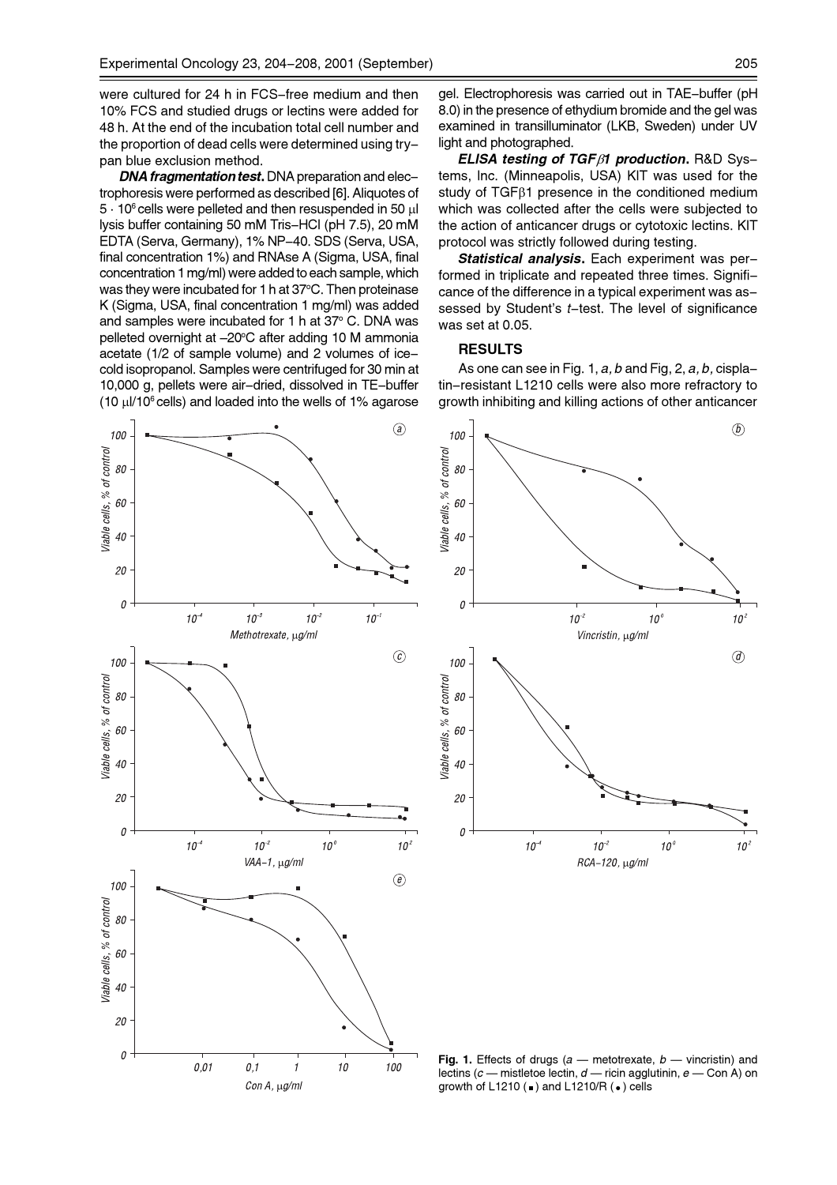were cultured for 24 h in FCS–free medium and then 10% FCS and studied drugs or lectins were added for 48 h. At the end of the incubation total cell number and the proportion of dead cells were determined using trypan blue exclusion method.

***DNA fragmentation test.*** DNA preparation and electrophoresis were performed as described [6]. Aliquotes of $5 \cdot 10^6$ cells were pelleted and then resuspended in 50 μl lysis buffer containing 50 mM Tris–HCl (pH 7.5), 20 mM EDTA (Serva, Germany), 1% NP–40. SDS (Serva, USA, final concentration 1%) and RNAse A (Sigma, USA, final concentration 1 mg/ml) were added to each sample, which was they were incubated for 1 h at 37°C. Then proteinase K (Sigma, USA, final concentration 1 mg/ml) was added and samples were incubated for 1 h at 37° C. DNA was pelleted overnight at –20°C after adding 10 M ammonia acetate (1/2 of sample volume) and 2 volumes of ice–cold isopropanol. Samples were centrifuged for 30 min at 10,000 g, pellets were air–dried, dissolved in TE–buffer (10 μl/$10^6$ cells) and loaded into the wells of 1% agarose gel. Electrophoresis was carried out in TAE–buffer (pH 8.0) in the presence of ethydium bromide and the gel was examined in transilluminator (LKB, Sweden) under UV light and photographed.

***ELISA testing of TGFβ1 production.*** R&D Systems, Inc. (Minneapolis, USA) KIT was used for the study of TGFβ1 presence in the conditioned medium which was collected after the cells were subjected to the action of anticancer drugs or cytotoxic lectins. KIT protocol was strictly followed during testing.

***Statistical analysis.*** Each experiment was performed in triplicate and repeated three times. Significance of the difference in a typical experiment was assessed by Student's *t*–test. The level of significance was set at 0.05.

## RESULTS

As one can see in Fig. 1, *a, b* and Fig, 2, *a, b*, cisplatin–resistant L1210 cells were also more refractory to growth inhibiting and killing actions of other anticancer

**Fig. 1.** Effects of drugs (*a* — metotrexate, *b* — vincristin) and lectins (*c* — mistletoe lectin, *d* — ricin agglutinin, *e* — Con A) on growth of L1210 (■) and L1210/R (●) cells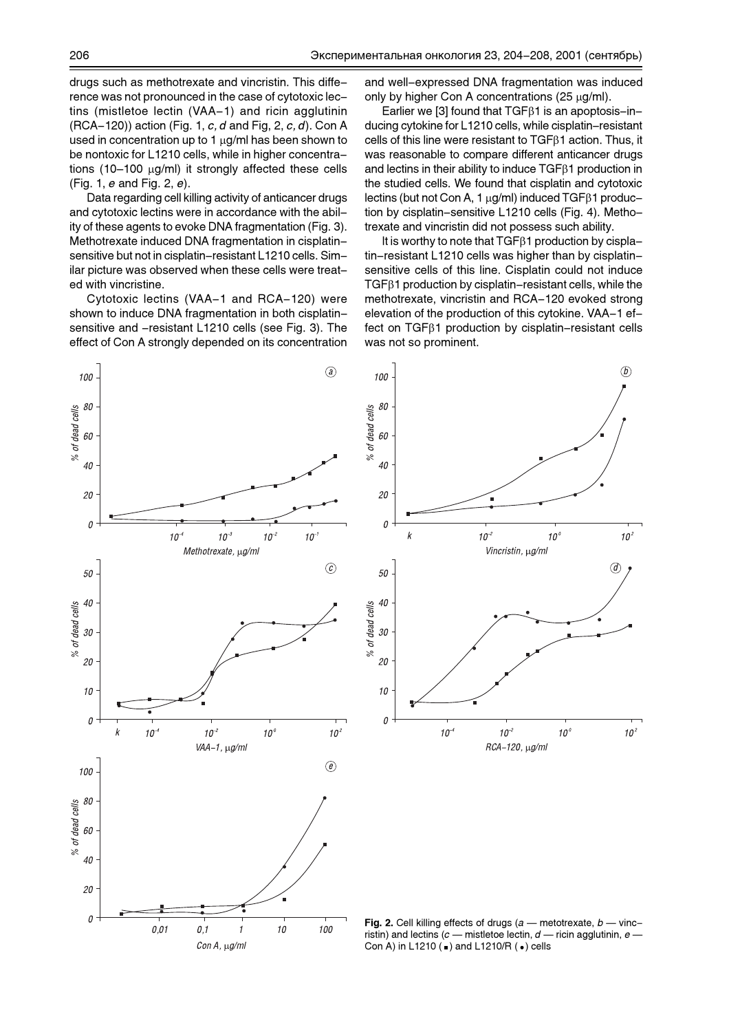drugs such as methotrexate and vincristin. This difference was not pronounced in the case of cytotoxic lectins (mistletoe lectin (VAA–1) and ricin agglutinin (RCA–120)) action (Fig. 1, *c, d* and Fig, 2, *c, d*). Con A used in concentration up to 1 μg/ml has been shown to be nontoxic for L1210 cells, while in higher concentrations (10–100 μg/ml) it strongly affected these cells (Fig. 1, *e* and Fig. 2, *e*).

Data regarding cell killing activity of anticancer drugs and cytotoxic lectins were in accordance with the ability of these agents to evoke DNA fragmentation (Fig. 3). Methotrexate induced DNA fragmentation in cisplatin-sensitive but not in cisplatin-resistant L1210 cells. Similar picture was observed when these cells were treated with vincristine.

Cytotoxic lectins (VAA–1 and RCA–120) were shown to induce DNA fragmentation in both cisplatin-sensitive and -resistant L1210 cells (see Fig. 3). The effect of Con A strongly depended on its concentration and well-expressed DNA fragmentation was induced only by higher Con A concentrations (25 μg/ml).

Earlier we [3] found that TGFβ1 is an apoptosis-inducing cytokine for L1210 cells, while cisplatin-resistant cells of this line were resistant to TGFβ1 action. Thus, it was reasonable to compare different anticancer drugs and lectins in their ability to induce TGFβ1 production in the studied cells. We found that cisplatin and cytotoxic lectins (but not Con A, 1 μg/ml) induced TGFβ1 production by cisplatin-sensitive L1210 cells (Fig. 4). Methotrexate and vincristin did not possess such ability.

It is worthy to note that TGFβ1 production by cisplatin-resistant L1210 cells was higher than by cisplatin-sensitive cells of this line. Cisplatin could not induce TGFβ1 production by cisplatin-resistant cells, while the methotrexate, vincristin and RCA–120 evoked strong elevation of the production of this cytokine. VAA–1 effect on TGFβ1 production by cisplatin-resistant cells was not so prominent.

**Fig. 2.** Cell killing effects of drugs (*a* — metotrexate, *b* — vincristin) and lectins (*c* — mistletoe lectin, *d* — ricin agglutinin, *e* — Con A) in L1210 (■) and L1210/R (●) cells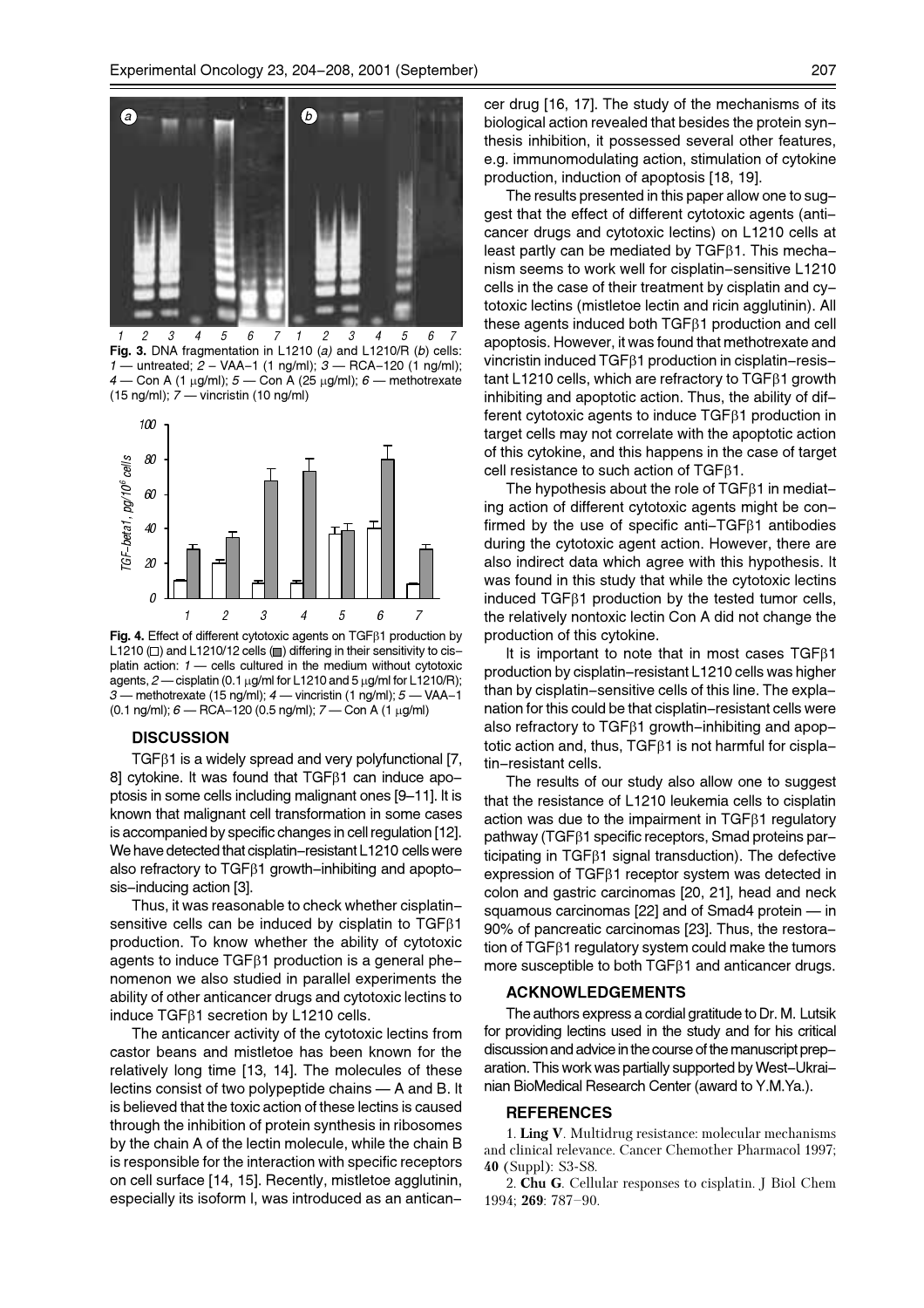**Fig. 3.** DNA fragmentation in L1210 (*a*) and L1210/R (*b*) cells: *1* — untreated; *2* – VAA–1 (1 ng/ml); *3* — RCA–120 (1 ng/ml); *4* — Con A (1 μg/ml); *5* — Con A (25 μg/ml); *6* — methotrexate (15 ng/ml); *7* — vincristin (10 ng/ml)

**Fig. 4.** Effect of different cytotoxic agents on TGFβ1 production by L1210 (□) and L1210/12 cells (■) differing in their sensitivity to cis–platin action: *1* — cells cultured in the medium without cytotoxic agents, *2* — cisplatin (0.1 μg/ml for L1210 and 5 μg/ml for L1210/R); *3* — methotrexate (15 ng/ml); *4* — vincristin (1 ng/ml); *5* — VAA–1 (0.1 ng/ml); *6* — RCA–120 (0.5 ng/ml); *7* — Con A (1 μg/ml)

## DISCUSSION

TGFβ1 is a widely spread and very polyfunctional [7, 8] cytokine. It was found that TGFβ1 can induce apo–ptosis in some cells including malignant ones [9–11]. It is known that malignant cell transformation in some cases is accompanied by specific changes in cell regulation [12]. We have detected that cisplatin–resistant L1210 cells were also refractory to TGFβ1 growth–inhibiting and apopto–sis–inducing action [3].

Thus, it was reasonable to check whether cisplatin–sensitive cells can be induced by cisplatin to TGFβ1 production. To know whether the ability of cytotoxic agents to induce TGFβ1 production is a general phe–nomenon we also studied in parallel experiments the ability of other anticancer drugs and cytotoxic lectins to induce TGFβ1 secretion by L1210 cells.

The anticancer activity of the cytotoxic lectins from castor beans and mistletoe has been known for the relatively long time [13, 14]. The molecules of these lectins consist of two polypeptide chains — A and B. It is believed that the toxic action of these lectins is caused through the inhibition of protein synthesis in ribosomes by the chain A of the lectin molecule, while the chain B is responsible for the interaction with specific receptors on cell surface [14, 15]. Recently, mistletoe agglutinin, especially its isoform I, was introduced as an anticancer drug [16, 17]. The study of the mechanisms of its biological action revealed that besides the protein syn–thesis inhibition, it possessed several other features, e.g. immunomodulating action, stimulation of cytokine production, induction of apoptosis [18, 19].

The results presented in this paper allow one to sug–gest that the effect of different cytotoxic agents (anti–cancer drugs and cytotoxic lectins) on L1210 cells at least partly can be mediated by TGFβ1. This mecha–nism seems to work well for cisplatin–sensitive L1210 cells in the case of their treatment by cisplatin and cy–totoxic lectins (mistletoe lectin and ricin agglutinin). All these agents induced both TGFβ1 production and cell apoptosis. However, it was found that methotrexate and vincristin induced TGFβ1 production in cisplatin–resis–tant L1210 cells, which are refractory to TGFβ1 growth inhibiting and apoptotic action. Thus, the ability of dif–ferent cytotoxic agents to induce TGFβ1 production in target cells may not correlate with the apoptotic action of this cytokine, and this happens in the case of target cell resistance to such action of TGFβ1.

The hypothesis about the role of TGFβ1 in mediat–ing action of different cytotoxic agents might be con–firmed by the use of specific anti–TGFβ1 antibodies during the cytotoxic agent action. However, there are also indirect data which agree with this hypothesis. It was found in this study that while the cytotoxic lectins induced TGFβ1 production by the tested tumor cells, the relatively nontoxic lectin Con A did not change the production of this cytokine.

It is important to note that in most cases TGFβ1 production by cisplatin–resistant L1210 cells was higher than by cisplatin–sensitive cells of this line. The expla–nation for this could be that cisplatin–resistant cells were also refractory to TGFβ1 growth–inhibiting and apop–totic action and, thus, TGFβ1 is not harmful for cispla–tin–resistant cells.

The results of our study also allow one to suggest that the resistance of L1210 leukemia cells to cisplatin action was due to the impairment in TGFβ1 regulatory pathway (TGFβ1 specific receptors, Smad proteins par–ticipating in TGFβ1 signal transduction). The defective expression of TGFβ1 receptor system was detected in colon and gastric carcinomas [20, 21], head and neck squamous carcinomas [22] and of Smad4 protein — in 90% of pancreatic carcinomas [23]. Thus, the restora–tion of TGFβ1 regulatory system could make the tumors more susceptible to both TGFβ1 and anticancer drugs.

## ACKNOWLEDGEMENTS

The authors express a cordial gratitude to Dr. M. Lutsik for providing lectins used in the study and for his critical discussion and advice in the course of the manuscript prep–aration. This work was partially supported by West–Ukrai–nian BioMedical Research Center (award to Y.M.Ya.).

## REFERENCES

1. **Ling V**. Multidrug resistance: molecular mechanisms and clinical relevance. Cancer Chemother Pharmacol 1997; **40** (Suppl): S3-S8.

2. **Chu G**. Cellular responses to cisplatin. J Biol Chem 1994; **269**: 787–90.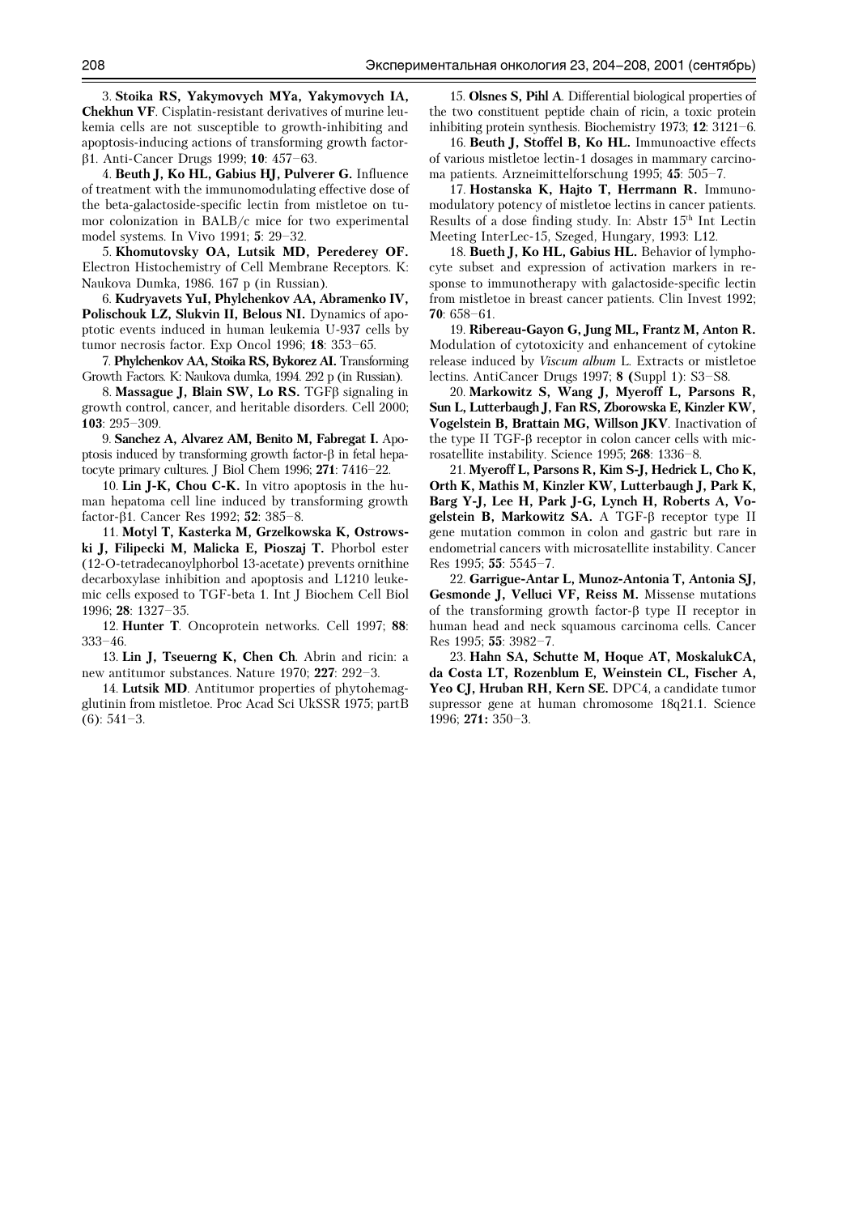3. **Stoika RS, Yakymovych MYa, Yakymovych IA, Chekhun VF**. Cisplatin-resistant derivatives of murine leukemia cells are not susceptible to growth-inhibiting and apoptosis-inducing actions of transforming growth factor-β1. Anti-Cancer Drugs 1999; **10**: 457–63.

4. **Beuth J, Ko HL, Gabius HJ, Pulverer G.** Influence of treatment with the immunomodulating effective dose of the beta-galactoside-specific lectin from mistletoe on tumor colonization in BALB/c mice for two experimental model systems. In Vivo 1991; **5**: 29–32.

5. **Khomutovsky OA, Lutsik MD, Perederey OF.** Electron Histochemistry of Cell Membrane Receptors. K: Naukova Dumka, 1986. 167 p (in Russian).

6. **Kudryavets YuI, Phylchenkov AA, Abramenko IV, Polischouk LZ, Slukvin II, Belous NI.** Dynamics of apoptotic events induced in human leukemia U-937 cells by tumor necrosis factor. Exp Oncol 1996; **18**: 353–65.

7. **Phylchenkov AA, Stoika RS, Bykorez AI.** Transforming Growth Factors. K: Naukova dumka, 1994. 292 p (in Russian).

8. **Massague J, Blain SW, Lo RS.** TGFβ signaling in growth control, cancer, and heritable disorders. Cell 2000; **103**: 295–309.

9. **Sanchez A, Alvarez AM, Benito M, Fabregat I.** Apoptosis induced by transforming growth factor-β in fetal hepatocyte primary cultures. J Biol Chem 1996; **271**: 7416–22.

10. **Lin J-K, Chou C-K.** In vitro apoptosis in the human hepatoma cell line induced by transforming growth factor-β1. Cancer Res 1992; **52**: 385–8.

11. **Motyl T, Kasterka M, Grzelkowska K, Ostrowski J, Filipecki M, Malicka E, Pioszaj T.** Phorbol ester (12-O-tetradecanoylphorbol 13-acetate) prevents ornithine decarboxylase inhibition and apoptosis and L1210 leukemic cells exposed to TGF-beta 1. Int J Biochem Cell Biol 1996; **28**: 1327–35.

12. **Hunter T**. Oncoprotein networks. Cell 1997; **88**: 333–46.

13. **Lin J, Tseuerng K, Chen Ch**. Abrin and ricin: a new antitumor substances. Nature 1970; **227**: 292–3.

14. **Lutsik MD**. Antitumor properties of phytohemagglutinin from mistletoe. Proc Acad Sci UkSSR 1975; partB (6): 541–3.

15. **Olsnes S, Pihl A**. Differential biological properties of the two constituent peptide chain of ricin, a toxic protein inhibiting protein synthesis. Biochemistry 1973; **12**: 3121–6.

16. **Beuth J, Stoffel B, Ko HL.** Immunoactive effects of various mistletoe lectin-1 dosages in mammary carcinoma patients. Arzneimittelforschung 1995; **45**: 505–7.

17. **Hostanska K, Hajto T, Herrmann R.** Immunomodulatory potency of mistletoe lectins in cancer patients. Results of a dose finding study. In: Abstr 15[th] Int Lectin Meeting InterLec-15, Szeged, Hungary, 1993: L12.

18. **Beuth J, Ko HL, Gabius HL.** Behavior of lymphocyte subset and expression of activation markers in response to immunotherapy with galactoside-specific lectin from mistletoe in breast cancer patients. Clin Invest 1992; **70**: 658–61.

19. **Ribereau-Gayon G, Jung ML, Frantz M, Anton R.** Modulation of cytotoxicity and enhancement of cytokine release induced by *Viscum album* L. Extracts or mistletoe lectins. AntiCancer Drugs 1997; **8 (**Suppl 1): S3–S8.

20. **Markowitz S, Wang J, Myeroff L, Parsons R, Sun L, Lutterbaugh J, Fan RS, Zborowska E, Kinzler KW, Vogelstein B, Brattain MG, Willson JKV**. Inactivation of the type II TGF-β receptor in colon cancer cells with microsatellite instability. Science 1995; **268**: 1336–8.

21. **Myeroff L, Parsons R, Kim S-J, Hedrick L, Cho K, Orth K, Mathis M, Kinzler KW, Lutterbaugh J, Park K, Barg Y-J, Lee H, Park J-G, Lynch H, Roberts A, Vogelstein B, Markowitz SA.** A TGF-β receptor type II gene mutation common in colon and gastric but rare in endometrial cancers with microsatellite instability. Cancer Res 1995; **55**: 5545–7.

22. **Garrigue-Antar L, Munoz-Antonia T, Antonia SJ, Gesmonde J, Velluci VF, Reiss M.** Missense mutations of the transforming growth factor-β type II receptor in human head and neck squamous carcinoma cells. Cancer Res 1995; **55**: 3982–7.

23. **Hahn SA, Schutte M, Hoque AT, MoskalukCA, da Costa LT, Rozenblum E, Weinstein CL, Fischer A, Yeo CJ, Hruban RH, Kern SE.** DPC4, a candidate tumor supressor gene at human chromosome 18q21.1. Science 1996; **271:** 350–3.